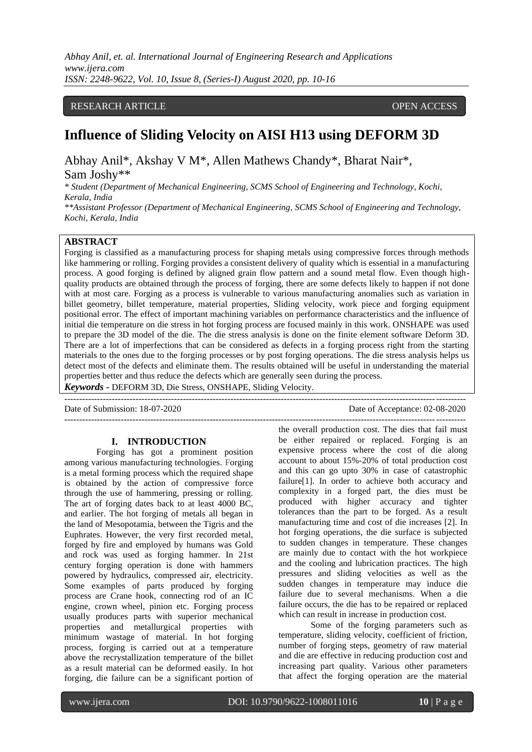RESEARCH ARTICLE OPEN ACCESS

# Influence of Sliding Velocity on AISI H13 using DEFORM 3D

Abhay Anil*, Akshay V M*, Allen Mathews Chandy*, Bharat Nair*, Sam Joshy**

*\* Student (Department of Mechanical Engineering, SCMS School of Engineering and Technology, Kochi, Kerala, India*

*\*\*Assistant Professor (Department of Mechanical Engineering, SCMS School of Engineering and Technology, Kochi, Kerala, India*

## ABSTRACT

Forging is classified as a manufacturing process for shaping metals using compressive forces through methods like hammering or rolling. Forging provides a consistent delivery of quality which is essential in a manufacturing process. A good forging is defined by aligned grain flow pattern and a sound metal flow. Even though high-quality products are obtained through the process of forging, there are some defects likely to happen if not done with at most care. Forging as a process is vulnerable to various manufacturing anomalies such as variation in billet geometry, billet temperature, material properties, Sliding velocity, work piece and forging equipment positional error. The effect of important machining variables on performance characteristics and the influence of initial die temperature on die stress in hot forging process are focused mainly in this work. ONSHAPE was used to prepare the 3D model of the die. The die stress analysis is done on the finite element software Deform 3D. There are a lot of imperfections that can be considered as defects in a forging process right from the starting materials to the ones due to the forging processes or by post forging operations. The die stress analysis helps us detect most of the defects and eliminate them. The results obtained will be useful in understanding the material properties better and thus reduce the defects which are generally seen during the process.

***Keywords -*** DEFORM 3D, Die Stress, ONSHAPE, Sliding Velocity.

Date of Submission: 18-07-2020 Date of Acceptance: 02-08-2020

## I. INTRODUCTION

Forging has got a prominent position among various manufacturing technologies. Forging is a metal forming process which the required shape is obtained by the action of compressive force through the use of hammering, pressing or rolling. The art of forging dates back to at least 4000 BC, and earlier. The hot forging of metals all began in the land of Mesopotamia, between the Tigris and the Euphrates. However, the very first recorded metal, forged by fire and employed by humans was Gold and rock was used as forging hammer. In 21st century forging operation is done with hammers powered by hydraulics, compressed air, electricity. Some examples of parts produced by forging process are Crane hook, connecting rod of an IC engine, crown wheel, pinion etc. Forging process usually produces parts with superior mechanical properties and metallurgical properties with minimum wastage of material. In hot forging process, forging is carried out at a temperature above the recrystallization temperature of the billet as a result material can be deformed easily. In hot forging, die failure can be a significant portion of the overall production cost. The dies that fail must be either repaired or replaced. Forging is an expensive process where the cost of die along account to about 15%-20% of total production cost and this can go upto 30% in case of catastrophic failure[1]. In order to achieve both accuracy and complexity in a forged part, the dies must be produced with higher accuracy and tighter tolerances than the part to be forged. As a result manufacturing time and cost of die increases [2]. In hot forging operations, the die surface is subjected to sudden changes in temperature. These changes are mainly due to contact with the hot workpiece and the cooling and lubrication practices. The high pressures and sliding velocities as well as the sudden changes in temperature may induce die failure due to several mechanisms. When a die failure occurs, the die has to be repaired or replaced which can result in increase in production cost.

Some of the forging parameters such as temperature, sliding velocity, coefficient of friction, number of forging steps, geometry of raw material and die are effective in reducing production cost and increasing part quality. Various other parameters that affect the forging operation are the material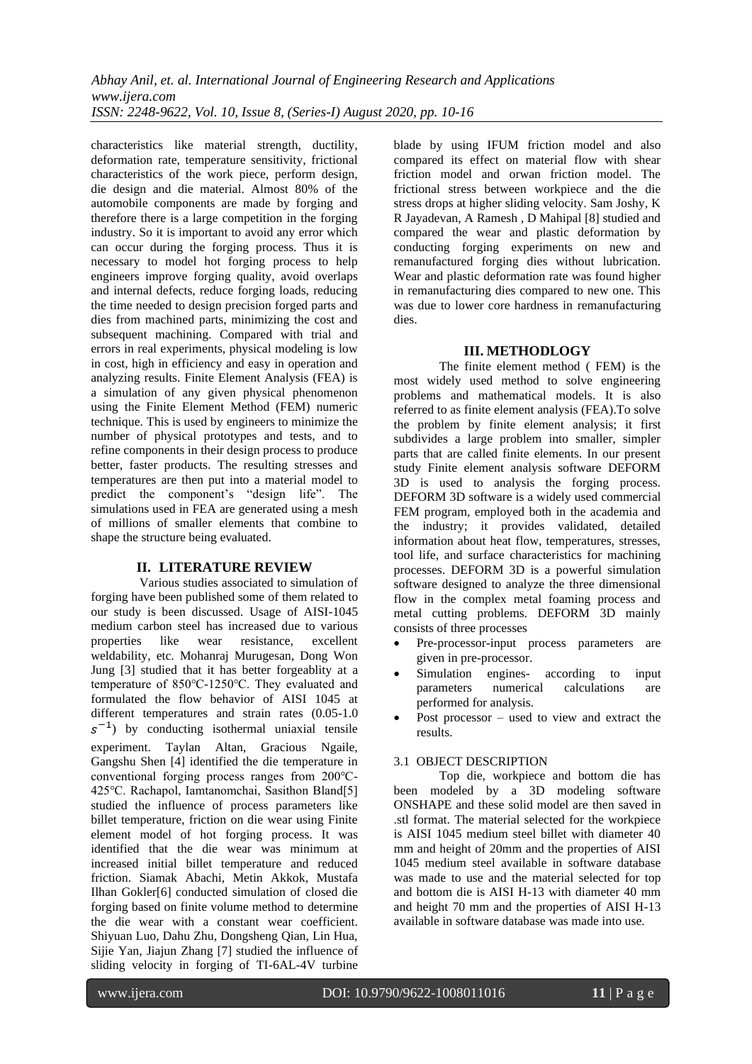characteristics like material strength, ductility, deformation rate, temperature sensitivity, frictional characteristics of the work piece, perform design, die design and die material. Almost 80% of the automobile components are made by forging and therefore there is a large competition in the forging industry. So it is important to avoid any error which can occur during the forging process. Thus it is necessary to model hot forging process to help engineers improve forging quality, avoid overlaps and internal defects, reduce forging loads, reducing the time needed to design precision forged parts and dies from machined parts, minimizing the cost and subsequent machining. Compared with trial and errors in real experiments, physical modeling is low in cost, high in efficiency and easy in operation and analyzing results. Finite Element Analysis (FEA) is a simulation of any given physical phenomenon using the Finite Element Method (FEM) numeric technique. This is used by engineers to minimize the number of physical prototypes and tests, and to refine components in their design process to produce better, faster products. The resulting stresses and temperatures are then put into a material model to predict the component's "design life". The simulations used in FEA are generated using a mesh of millions of smaller elements that combine to shape the structure being evaluated.

## II. LITERATURE REVIEW

Various studies associated to simulation of forging have been published some of them related to our study is been discussed. Usage of AISI-1045 medium carbon steel has increased due to various properties like wear resistance, excellent weldability, etc. Mohanraj Murugesan, Dong Won Jung [3] studied that it has better forgeablity at a temperature of 850°C-1250°C. They evaluated and formulated the flow behavior of AISI 1045 at different temperatures and strain rates (0.05-1.0 $s^{-1}$) by conducting isothermal uniaxial tensile experiment. Taylan Altan, Gracious Ngaile, Gangshu Shen [4] identified the die temperature in conventional forging process ranges from 200°C-425°C. Rachapol, Iamtanomchai, Sasithon Bland[5] studied the influence of process parameters like billet temperature, friction on die wear using Finite element model of hot forging process. It was identified that the die wear was minimum at increased initial billet temperature and reduced friction. Siamak Abachi, Metin Akkok, Mustafa Ilhan Gokler[6] conducted simulation of closed die forging based on finite volume method to determine the die wear with a constant wear coefficient. Shiyuan Luo, Dahu Zhu, Dongsheng Qian, Lin Hua, Sijie Yan, Jiajun Zhang [7] studied the influence of sliding velocity in forging of TI-6AL-4V turbine blade by using IFUM friction model and also compared its effect on material flow with shear friction model and orwan friction model. The frictional stress between workpiece and the die stress drops at higher sliding velocity. Sam Joshy, K R Jayadevan, A Ramesh , D Mahipal [8] studied and compared the wear and plastic deformation by conducting forging experiments on new and remanufactured forging dies without lubrication. Wear and plastic deformation rate was found higher in remanufacturing dies compared to new one. This was due to lower core hardness in remanufacturing dies.

## III. METHODLOGY

The finite element method ( FEM) is the most widely used method to solve engineering problems and mathematical models. It is also referred to as finite element analysis (FEA).To solve the problem by finite element analysis; it first subdivides a large problem into smaller, simpler parts that are called finite elements. In our present study Finite element analysis software DEFORM 3D is used to analysis the forging process. DEFORM 3D software is a widely used commercial FEM program, employed both in the academia and the industry; it provides validated, detailed information about heat flow, temperatures, stresses, tool life, and surface characteristics for machining processes. DEFORM 3D is a powerful simulation software designed to analyze the three dimensional flow in the complex metal foaming process and metal cutting problems. DEFORM 3D mainly consists of three processes

- Pre-processor-input process parameters are given in pre-processor.
- Simulation engines- according to input parameters numerical calculations are performed for analysis.
- Post processor – used to view and extract the results.

### 3.1 OBJECT DESCRIPTION

Top die, workpiece and bottom die has been modeled by a 3D modeling software ONSHAPE and these solid model are then saved in .stl format. The material selected for the workpiece is AISI 1045 medium steel billet with diameter 40 mm and height of 20mm and the properties of AISI 1045 medium steel available in software database was made to use and the material selected for top and bottom die is AISI H-13 with diameter 40 mm and height 70 mm and the properties of AISI H-13 available in software database was made into use.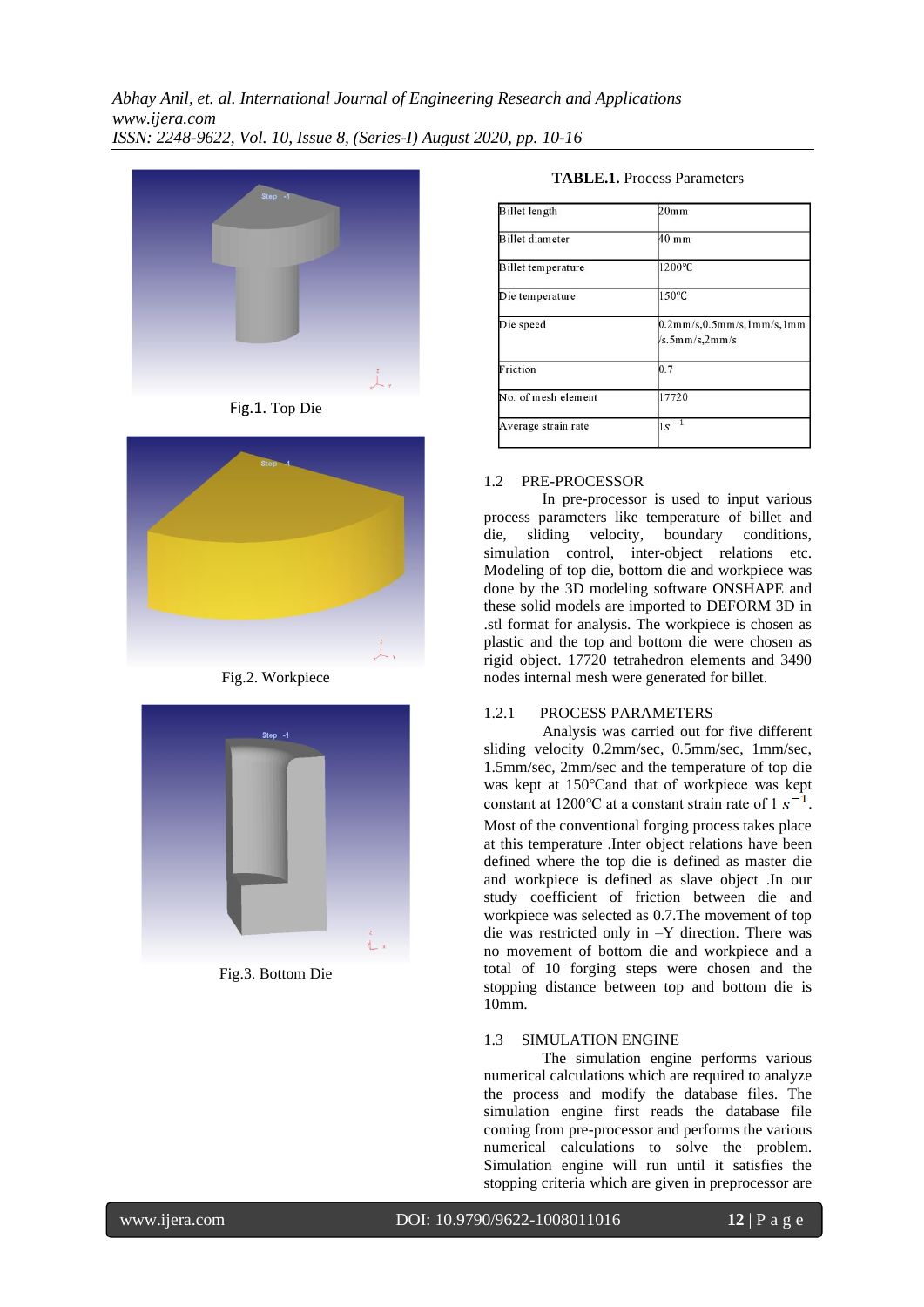Fig.1. Top Die

Fig.2. Workpiece

Fig.3. Bottom Die

**TABLE.1.** Process Parameters

| | |
|---|---|
| Billet length | 20mm |
| Billet diameter | 40 mm |
| Billet temperature | 1200°C |
| Die temperature | 150°C |
| Die speed | 0.2mm/s,0.5mm/s,1mm/s,1mm/s.5mm/s,2mm/s |
| Friction | 0.7 |
| No. of mesh element | 17720 |
| Average strain rate | $1s^{-1}$ |

### 1.2 PRE-PROCESSOR

In pre-processor is used to input various process parameters like temperature of billet and die, sliding velocity, boundary conditions, simulation control, inter-object relations etc. Modeling of top die, bottom die and workpiece was done by the 3D modeling software ONSHAPE and these solid models are imported to DEFORM 3D in .stl format for analysis. The workpiece is chosen as plastic and the top and bottom die were chosen as rigid object. 17720 tetrahedron elements and 3490 nodes internal mesh were generated for billet.

#### 1.2.1 PROCESS PARAMETERS

Analysis was carried out for five different sliding velocity 0.2mm/sec, 0.5mm/sec, 1mm/sec, 1.5mm/sec, 2mm/sec and the temperature of top die was kept at 150°Cand that of workpiece was kept constant at 1200°C at a constant strain rate of 1 $s^{-1}$. Most of the conventional forging process takes place at this temperature .Inter object relations have been defined where the top die is defined as master die and workpiece is defined as slave object .In our study coefficient of friction between die and workpiece was selected as 0.7.The movement of top die was restricted only in –Y direction. There was no movement of bottom die and workpiece and a total of 10 forging steps were chosen and the stopping distance between top and bottom die is 10mm.

### 1.3 SIMULATION ENGINE

The simulation engine performs various numerical calculations which are required to analyze the process and modify the database files. The simulation engine first reads the database file coming from pre-processor and performs the various numerical calculations to solve the problem. Simulation engine will run until it satisfies the stopping criteria which are given in preprocessor are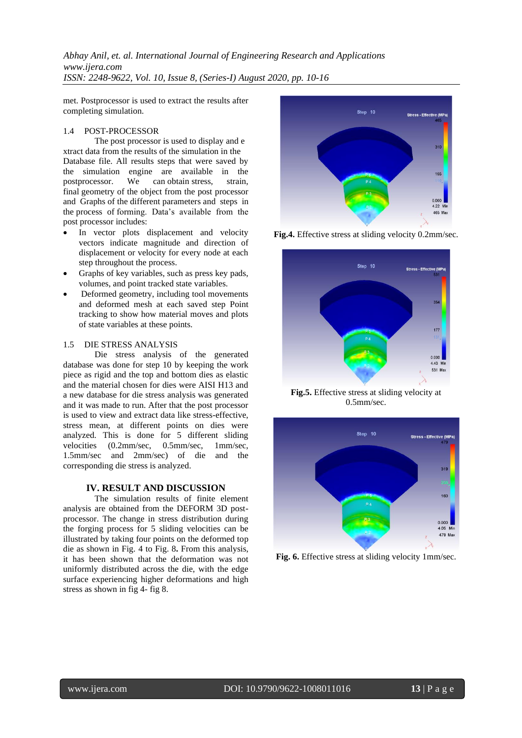met. Postprocessor is used to extract the results after completing simulation.

### 1.4 POST-PROCESSOR

The post processor is used to display and e xtract data from the results of the simulation in the Database file. All results steps that were saved by the simulation engine are available in the postprocessor. We can obtain stress, strain, final geometry of the object from the post processor and Graphs of the different parameters and steps in the process of forming. Data's available from the post processor includes:

- In vector plots displacement and velocity vectors indicate magnitude and direction of displacement or velocity for every node at each step throughout the process.
- Graphs of key variables, such as press key pads, volumes, and point tracked state variables.
- Deformed geometry, including tool movements and deformed mesh at each saved step Point tracking to show how material moves and plots of state variables at these points.

### 1.5 DIE STRESS ANALYSIS

Die stress analysis of the generated database was done for step 10 by keeping the work piece as rigid and the top and bottom dies as elastic and the material chosen for dies were AISI H13 and a new database for die stress analysis was generated and it was made to run. After that the post processor is used to view and extract data like stress-effective, stress mean, at different points on dies were analyzed. This is done for 5 different sliding velocities (0.2mm/sec, 0.5mm/sec, 1mm/sec, 1.5mm/sec and 2mm/sec) of die and the corresponding die stress is analyzed.

## IV. RESULT AND DISCUSSION

The simulation results of finite element analysis are obtained from the DEFORM 3D post-processor. The change in stress distribution during the forging process for 5 sliding velocities can be illustrated by taking four points on the deformed top die as shown in Fig. 4 to Fig. 8**.** From this analysis, it has been shown that the deformation was not uniformly distributed across the die, with the edge surface experiencing higher deformations and high stress as shown in fig 4- fig 8.

**Fig.4.** Effective stress at sliding velocity 0.2mm/sec.

**Fig.5.** Effective stress at sliding velocity at 0.5mm/sec.

**Fig. 6.** Effective stress at sliding velocity 1mm/sec.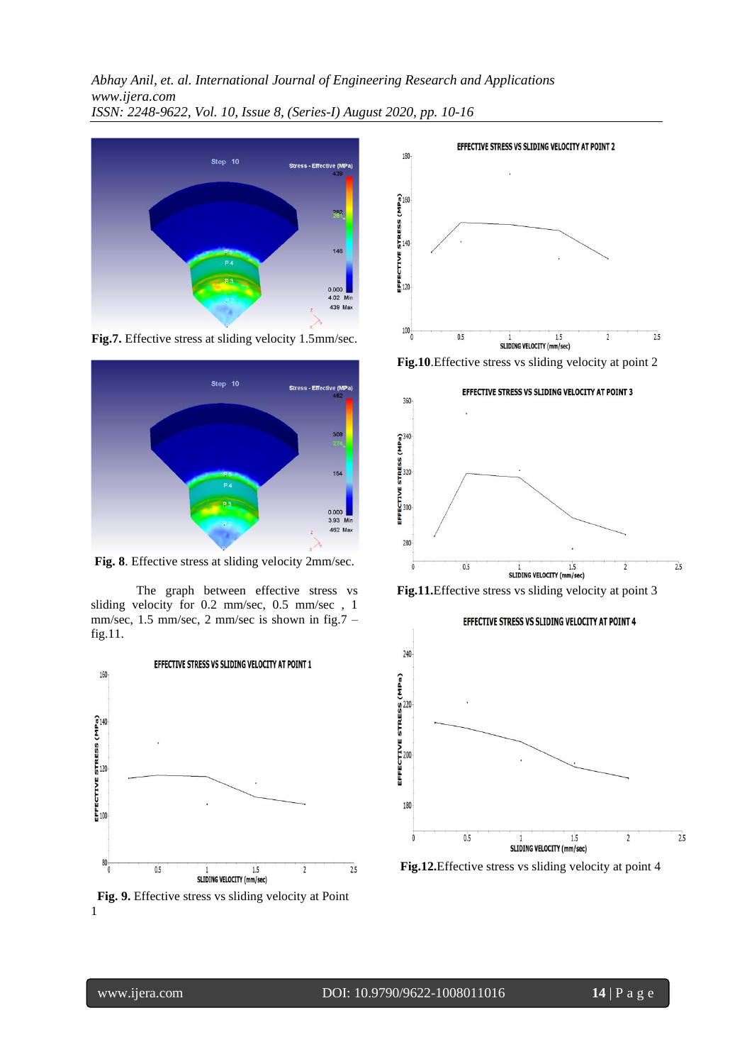**Fig.7.** Effective stress at sliding velocity 1.5mm/sec.

**Fig. 8**. Effective stress at sliding velocity 2mm/sec.

The graph between effective stress vs sliding velocity for 0.2 mm/sec, 0.5 mm/sec , 1 mm/sec, 1.5 mm/sec, 2 mm/sec is shown in fig.7 – fig.11.

**Fig. 9.** Effective stress vs sliding velocity at Point 1

**Fig.10**.Effective stress vs sliding velocity at point 2

**Fig.11.**Effective stress vs sliding velocity at point 3

**Fig.12.**Effective stress vs sliding velocity at point 4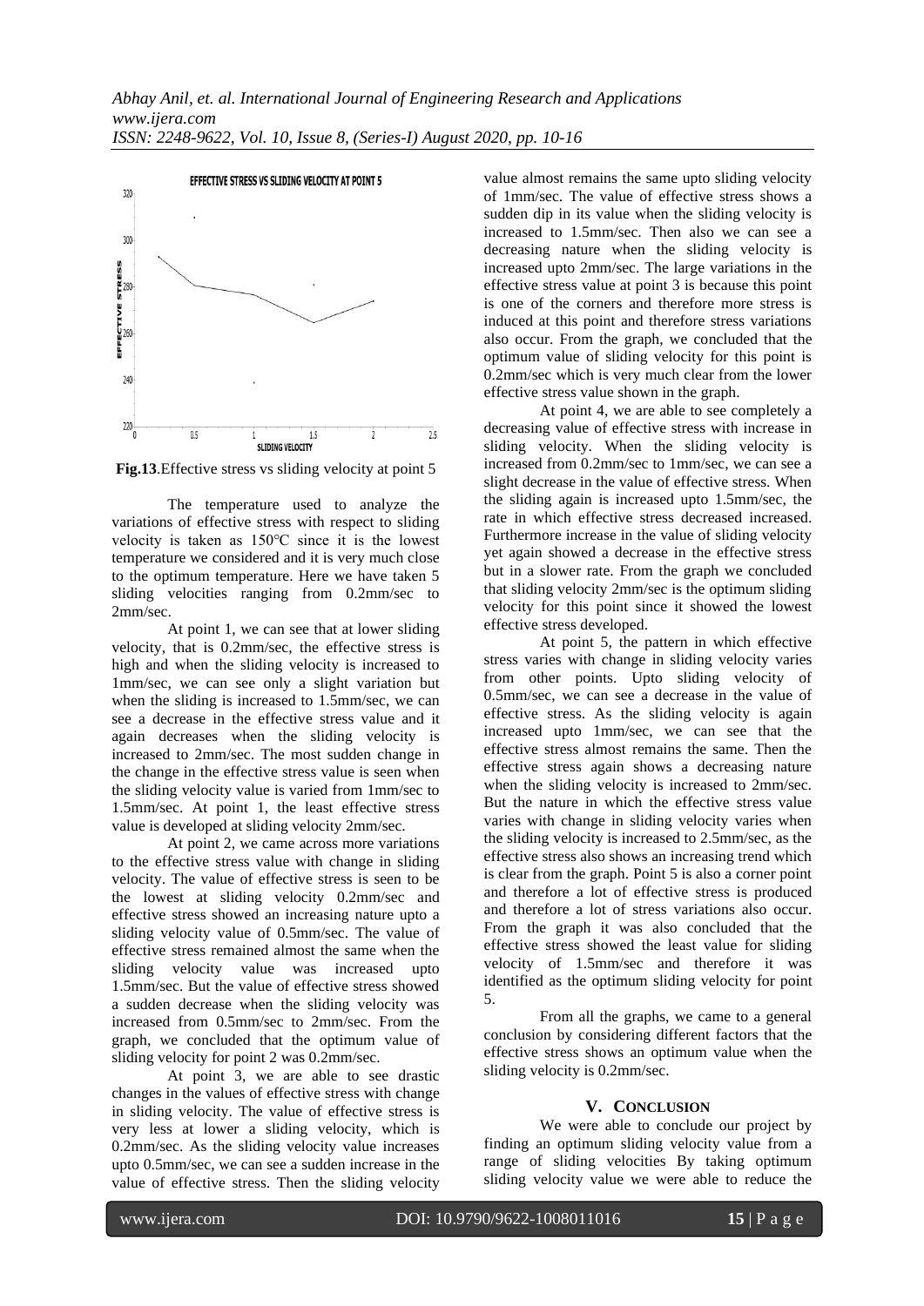**Fig.13**.Effective stress vs sliding velocity at point 5

The temperature used to analyze the variations of effective stress with respect to sliding velocity is taken as 150℃ since it is the lowest temperature we considered and it is very much close to the optimum temperature. Here we have taken 5 sliding velocities ranging from 0.2mm/sec to 2mm/sec.

At point 1, we can see that at lower sliding velocity, that is 0.2mm/sec, the effective stress is high and when the sliding velocity is increased to 1mm/sec, we can see only a slight variation but when the sliding is increased to 1.5mm/sec, we can see a decrease in the effective stress value and it again decreases when the sliding velocity is increased to 2mm/sec. The most sudden change in the change in the effective stress value is seen when the sliding velocity value is varied from 1mm/sec to 1.5mm/sec. At point 1, the least effective stress value is developed at sliding velocity 2mm/sec.

At point 2, we came across more variations to the effective stress value with change in sliding velocity. The value of effective stress is seen to be the lowest at sliding velocity 0.2mm/sec and effective stress showed an increasing nature upto a sliding velocity value of 0.5mm/sec. The value of effective stress remained almost the same when the sliding velocity value was increased upto 1.5mm/sec. But the value of effective stress showed a sudden decrease when the sliding velocity was increased from 0.5mm/sec to 2mm/sec. From the graph, we concluded that the optimum value of sliding velocity for point 2 was 0.2mm/sec.

At point 3, we are able to see drastic changes in the values of effective stress with change in sliding velocity. The value of effective stress is very less at lower a sliding velocity, which is 0.2mm/sec. As the sliding velocity value increases upto 0.5mm/sec, we can see a sudden increase in the value of effective stress. Then the sliding velocity value almost remains the same upto sliding velocity of 1mm/sec. The value of effective stress shows a sudden dip in its value when the sliding velocity is increased to 1.5mm/sec. Then also we can see a decreasing nature when the sliding velocity is increased upto 2mm/sec. The large variations in the effective stress value at point 3 is because this point is one of the corners and therefore more stress is induced at this point and therefore stress variations also occur. From the graph, we concluded that the optimum value of sliding velocity for this point is 0.2mm/sec which is very much clear from the lower effective stress value shown in the graph.

At point 4, we are able to see completely a decreasing value of effective stress with increase in sliding velocity. When the sliding velocity is increased from 0.2mm/sec to 1mm/sec, we can see a slight decrease in the value of effective stress. When the sliding again is increased upto 1.5mm/sec, the rate in which effective stress decreased increased. Furthermore increase in the value of sliding velocity yet again showed a decrease in the effective stress but in a slower rate. From the graph we concluded that sliding velocity 2mm/sec is the optimum sliding velocity for this point since it showed the lowest effective stress developed.

At point 5, the pattern in which effective stress varies with change in sliding velocity varies from other points. Upto sliding velocity of 0.5mm/sec, we can see a decrease in the value of effective stress. As the sliding velocity is again increased upto 1mm/sec, we can see that the effective stress almost remains the same. Then the effective stress again shows a decreasing nature when the sliding velocity is increased to 2mm/sec. But the nature in which the effective stress value varies with change in sliding velocity varies when the sliding velocity is increased to 2.5mm/sec, as the effective stress also shows an increasing trend which is clear from the graph. Point 5 is also a corner point and therefore a lot of effective stress is produced and therefore a lot of stress variations also occur. From the graph it was also concluded that the effective stress showed the least value for sliding velocity of 1.5mm/sec and therefore it was identified as the optimum sliding velocity for point 5.

From all the graphs, we came to a general conclusion by considering different factors that the effective stress shows an optimum value when the sliding velocity is 0.2mm/sec.

## V. Conclusion

We were able to conclude our project by finding an optimum sliding velocity value from a range of sliding velocities By taking optimum sliding velocity value we were able to reduce the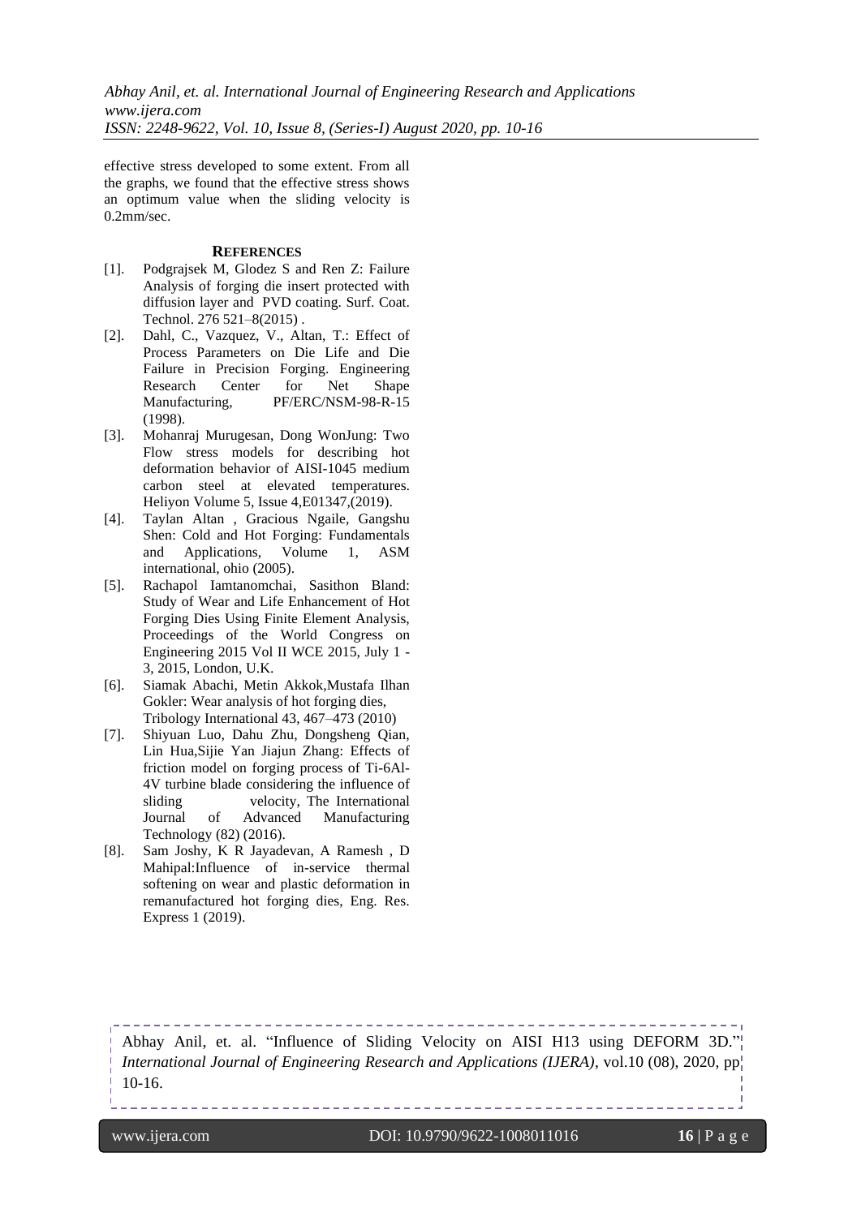effective stress developed to some extent. From all the graphs, we found that the effective stress shows an optimum value when the sliding velocity is 0.2mm/sec.

## REFERENCES

[1]. Podgrajsek M, Glodez S and Ren Z: Failure Analysis of forging die insert protected with diffusion layer and PVD coating. Surf. Coat. Technol. 276 521–8(2015) .

[2]. Dahl, C., Vazquez, V., Altan, T.: Effect of Process Parameters on Die Life and Die Failure in Precision Forging. Engineering Research Center for Net Shape Manufacturing, PF/ERC/NSM-98-R-15 (1998).

[3]. Mohanraj Murugesan, Dong WonJung: Two Flow stress models for describing hot deformation behavior of AISI-1045 medium carbon steel at elevated temperatures. Heliyon Volume 5, Issue 4,E01347,(2019).

[4]. Taylan Altan , Gracious Ngaile, Gangshu Shen: Cold and Hot Forging: Fundamentals and Applications, Volume 1, ASM international, ohio (2005).

[5]. Rachapol Iamtanomchai, Sasithon Bland: Study of Wear and Life Enhancement of Hot Forging Dies Using Finite Element Analysis, Proceedings of the World Congress on Engineering 2015 Vol II WCE 2015, July 1 - 3, 2015, London, U.K.

[6]. Siamak Abachi, Metin Akkok,Mustafa Ilhan Gokler: Wear analysis of hot forging dies, Tribology International 43, 467–473 (2010)

[7]. Shiyuan Luo, Dahu Zhu, Dongsheng Qian, Lin Hua,Sijie Yan Jiajun Zhang: Effects of friction model on forging process of Ti-6Al-4V turbine blade considering the influence of sliding velocity, The International Journal of Advanced Manufacturing Technology (82) (2016).

[8]. Sam Joshy, K R Jayadevan, A Ramesh , D Mahipal:Influence of in-service thermal softening on wear and plastic deformation in remanufactured hot forging dies, Eng. Res. Express 1 (2019).

Abhay Anil, et. al. "Influence of Sliding Velocity on AISI H13 using DEFORM 3D." *International Journal of Engineering Research and Applications (IJERA)*, vol.10 (08), 2020, pp 10-16.